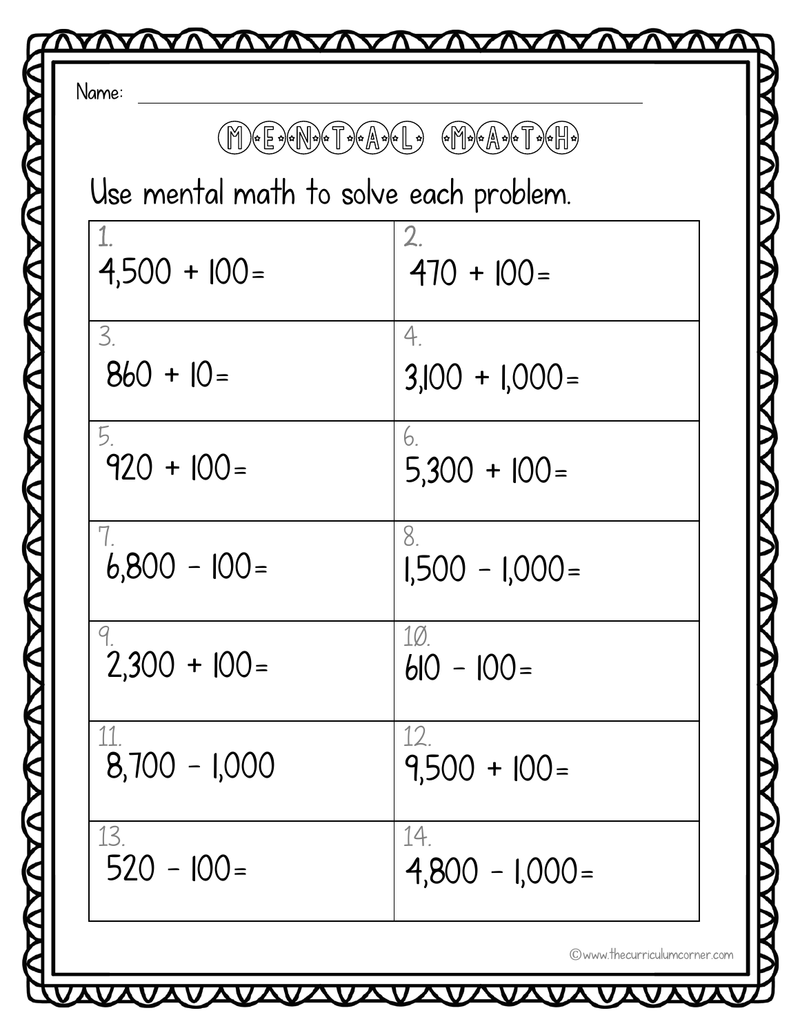Name: ______________________________

# MENTAL MATH

Use mental math to solve each problem.

| | |
|---|---|
| 1. $4{,}500 + 100 =$ | 2. $470 + 100 =$ |
| 3. $860 + 10 =$ | 4. $3{,}100 + 1{,}000 =$ |
| 5. $920 + 100 =$ | 6. $5{,}300 + 100 =$ |
| 7. $6{,}800 - 100 =$ | 8. $1{,}500 - 1{,}000 =$ |
| 9. $2{,}300 + 100 =$ | 10. $610 - 100 =$ |
| 11. $8{,}700 - 1{,}000$ | 12. $9{,}500 + 100 =$ |
| 13. $520 - 100 =$ | 14. $4{,}800 - 1{,}000 =$ |

©www.thecurriculumcorner.com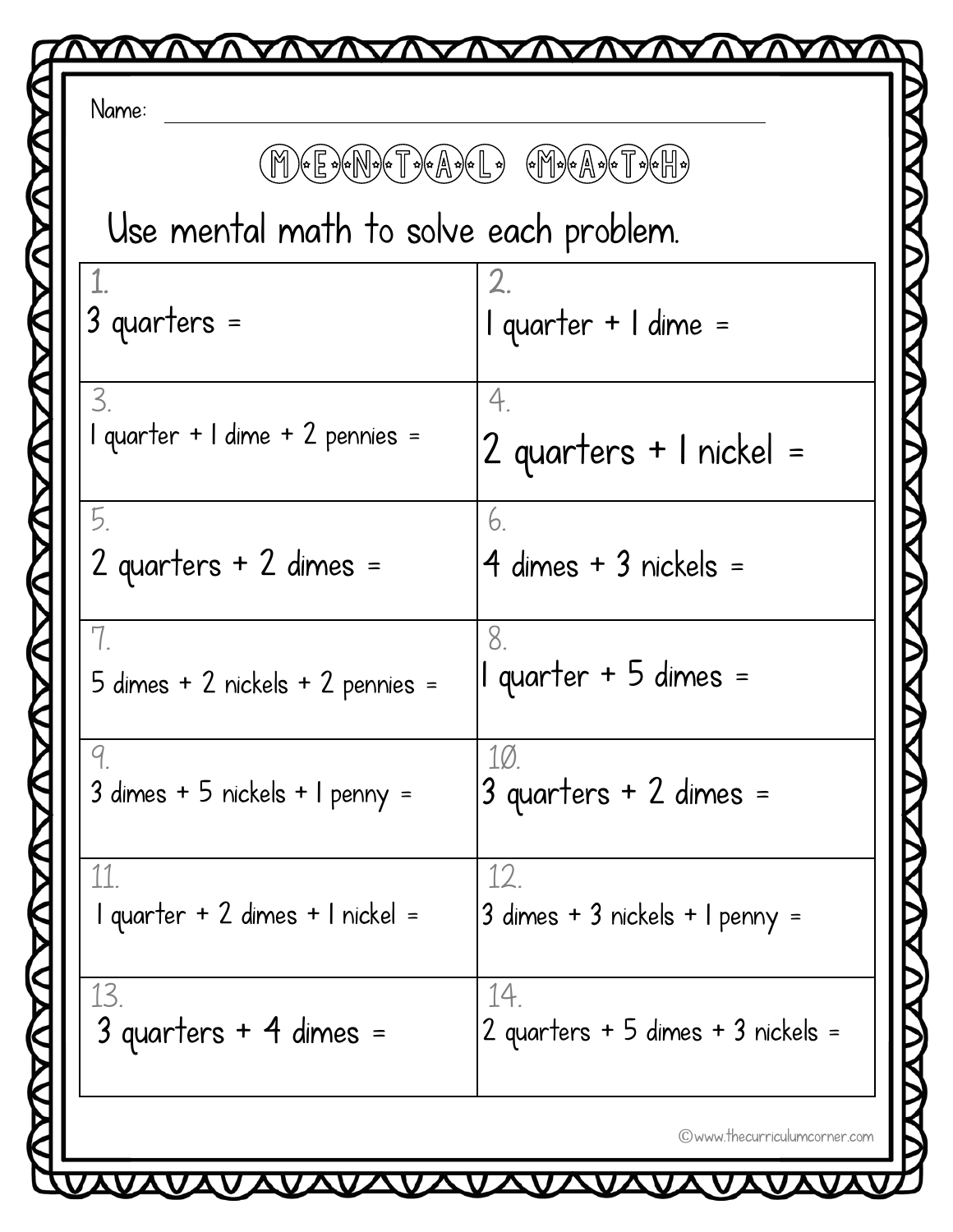Name: ______________________________

# MENTAL MATH

Use mental math to solve each problem.

| | |
|---|---|
| 1. 3 quarters = | 2. 1 quarter + 1 dime = |
| 3. 1 quarter + 1 dime + 2 pennies = | 4. 2 quarters + 1 nickel = |
| 5. 2 quarters + 2 dimes = | 6. 4 dimes + 3 nickels = |
| 7. 5 dimes + 2 nickels + 2 pennies = | 8. 1 quarter + 5 dimes = |
| 9. 3 dimes + 5 nickels + 1 penny = | 10. 3 quarters + 2 dimes = |
| 11. 1 quarter + 2 dimes + 1 nickel = | 12. 3 dimes + 3 nickels + 1 penny = |
| 13. 3 quarters + 4 dimes = | 14. 2 quarters + 5 dimes + 3 nickels = |

©www.thecurriculumcorner.com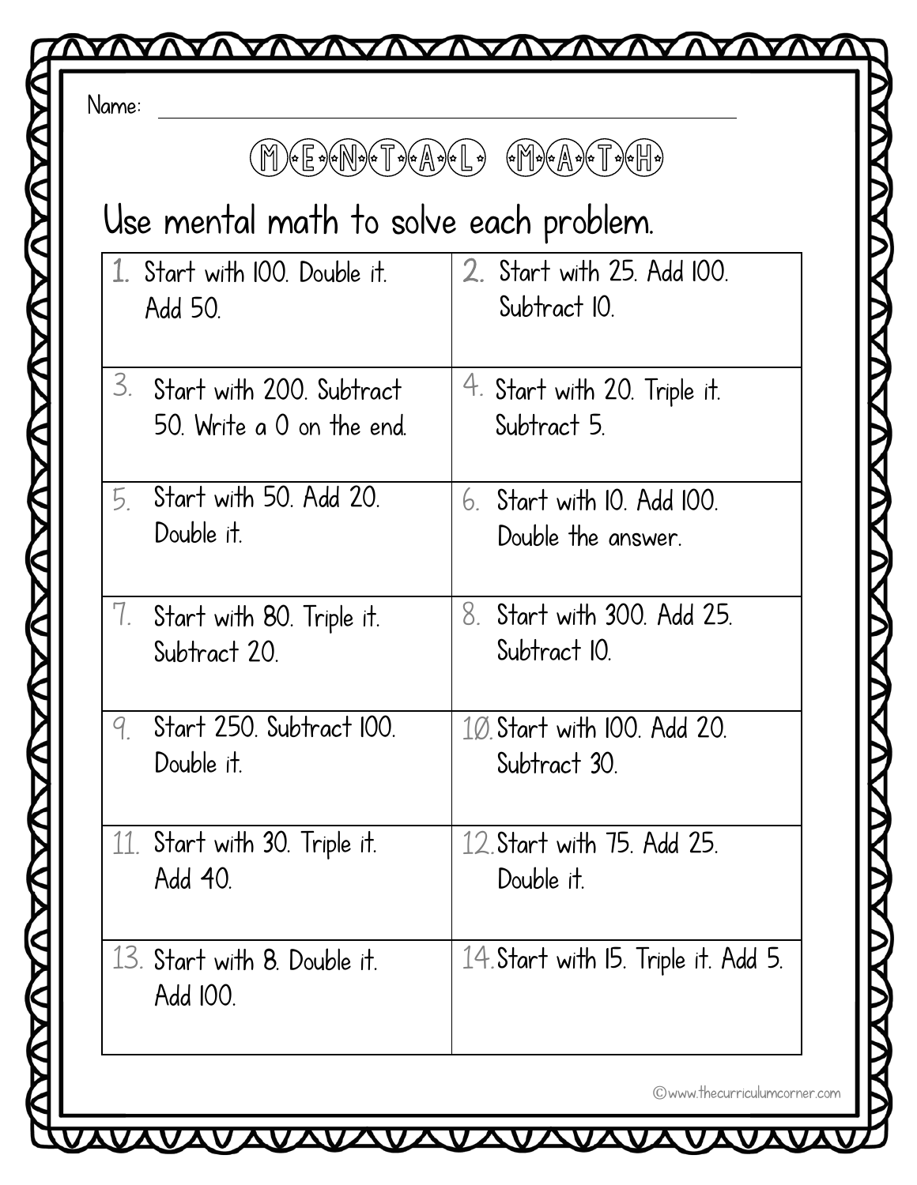Name: ______________________________

# MENTAL MATH

Use mental math to solve each problem.

| | |
|---|---|
| 1. Start with 100. Double it. Add 50. | 2. Start with 25. Add 100. Subtract 10. |
| 3. Start with 200. Subtract 50. Write a 0 on the end. | 4. Start with 20. Triple it. Subtract 5. |
| 5. Start with 50. Add 20. Double it. | 6. Start with 10. Add 100. Double the answer. |
| 7. Start with 80. Triple it. Subtract 20. | 8. Start with 300. Add 25. Subtract 10. |
| 9. Start 250. Subtract 100. Double it. | 10. Start with 100. Add 20. Subtract 30. |
| 11. Start with 30. Triple it. Add 40. | 12. Start with 75. Add 25. Double it. |
| 13. Start with 8. Double it. Add 100. | 14. Start with 15. Triple it. Add 5. |

©www.thecurriculumcorner.com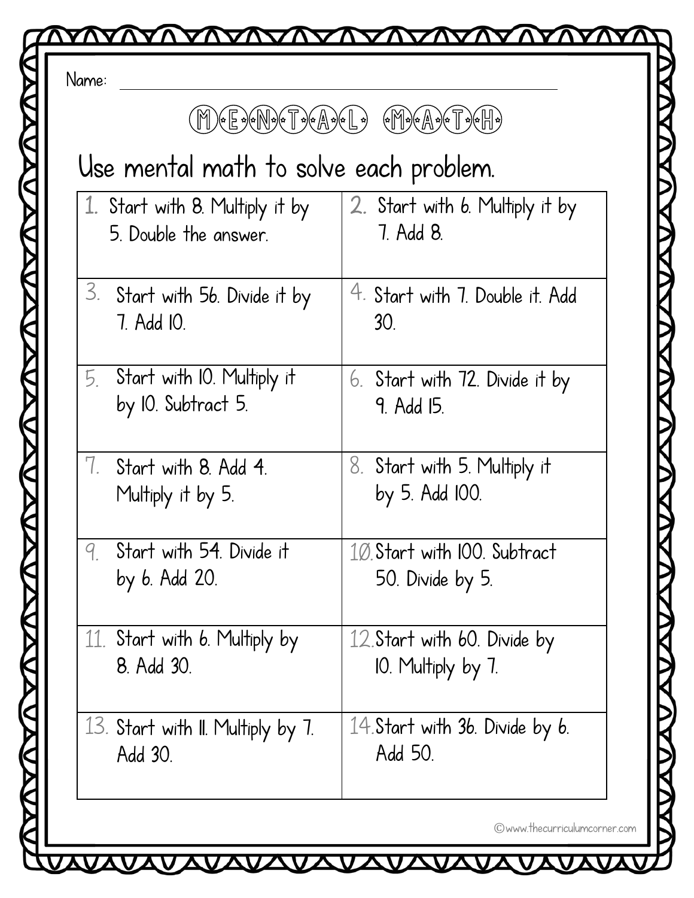Name: ____________________

# MENTAL MATH

## Use mental math to solve each problem.

| | |
|---|---|
| 1. Start with 8. Multiply it by 5. Double the answer. | 2. Start with 6. Multiply it by 7. Add 8. |
| 3. Start with 56. Divide it by 7. Add 10. | 4. Start with 7. Double it. Add 30. |
| 5. Start with 10. Multiply it by 10. Subtract 5. | 6. Start with 72. Divide it by 9. Add 15. |
| 7. Start with 8. Add 4. Multiply it by 5. | 8. Start with 5. Multiply it by 5. Add 100. |
| 9. Start with 54. Divide it by 6. Add 20. | 10. Start with 100. Subtract 50. Divide by 5. |
| 11. Start with 6. Multiply by 8. Add 30. | 12. Start with 60. Divide by 10. Multiply by 7. |
| 13. Start with 11. Multiply by 7. Add 30. | 14. Start with 36. Divide by 6. Add 50. |

©www.thecurriculumcorner.com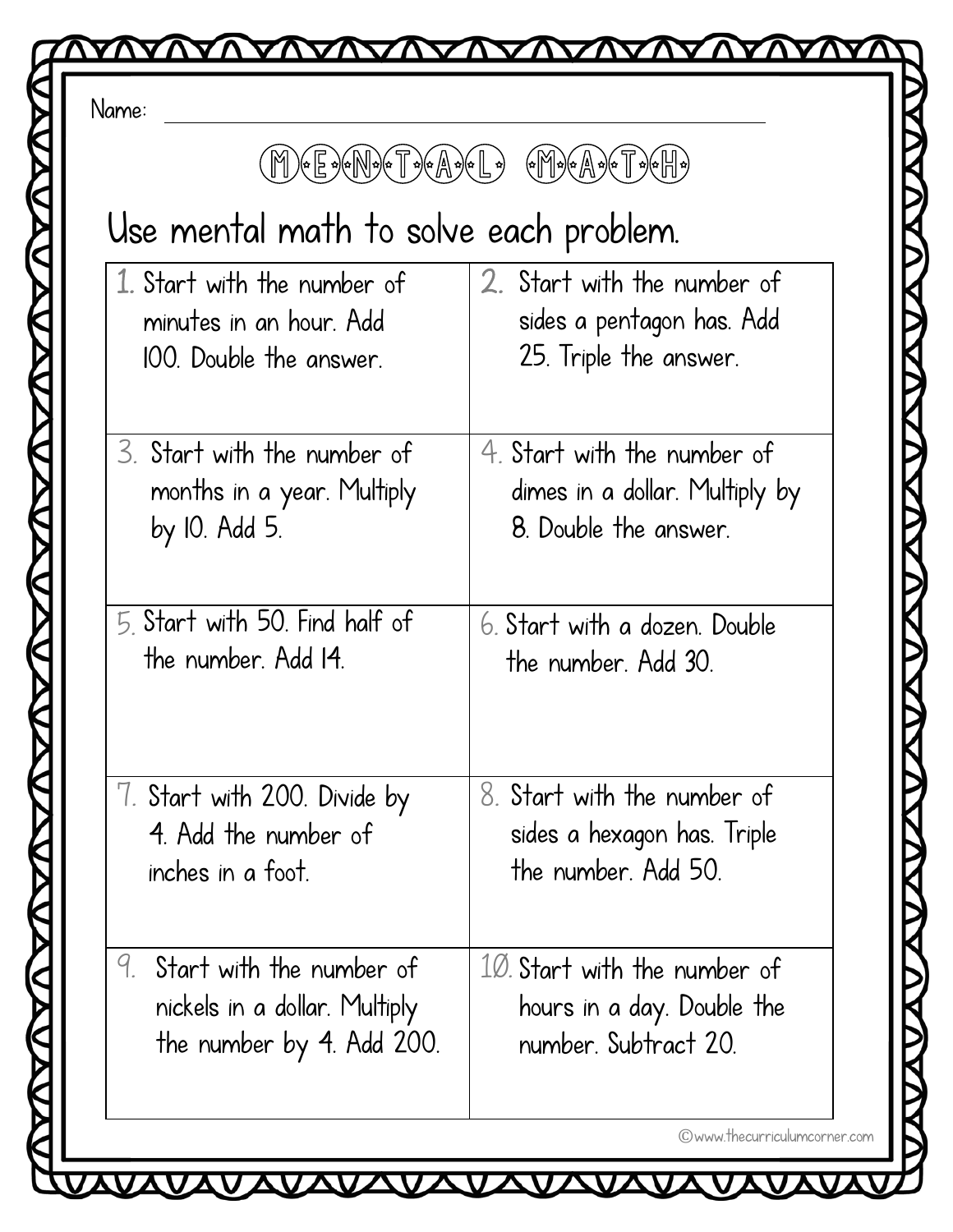Name: ______________________________

# MENTAL MATH

## Use mental math to solve each problem.

| | |
|---|---|
| 1. Start with the number of minutes in an hour. Add 100. Double the answer. | 2. Start with the number of sides a pentagon has. Add 25. Triple the answer. |
| 3. Start with the number of months in a year. Multiply by 10. Add 5. | 4. Start with the number of dimes in a dollar. Multiply by 8. Double the answer. |
| 5. Start with 50. Find half of the number. Add 14. | 6. Start with a dozen. Double the number. Add 30. |
| 7. Start with 200. Divide by 4. Add the number of inches in a foot. | 8. Start with the number of sides a hexagon has. Triple the number. Add 50. |
| 9. Start with the number of nickels in a dollar. Multiply the number by 4. Add 200. | 10. Start with the number of hours in a day. Double the number. Subtract 20. |

©www.thecurriculumcorner.com